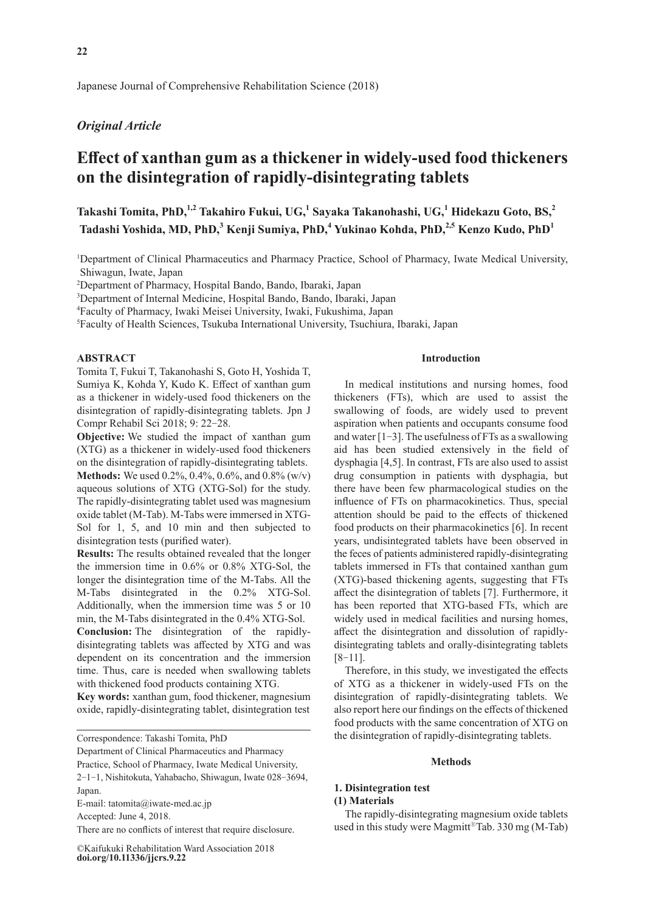*Original Article*

# Effect of xanthan gum as a thickener in widely-used food thickeners on the disintegration of rapidly-disintegrating tablets

**Takashi Tomita, PhD,[1,2] Takahiro Fukui, UG,[1] Sayaka Takanohashi, UG,[1] Hidekazu Goto, BS,[2] Tadashi Yoshida, MD, PhD,[3] Kenji Sumiya, PhD,[4] Yukinao Kohda, PhD,[2,5] Kenzo Kudo, PhD[1]**

[1]Department of Clinical Pharmaceutics and Pharmacy Practice, School of Pharmacy, Iwate Medical University, Shiwagun, Iwate, Japan

[2]Department of Pharmacy, Hospital Bando, Bando, Ibaraki, Japan

[3]Department of Internal Medicine, Hospital Bando, Bando, Ibaraki, Japan

[4]Faculty of Pharmacy, Iwaki Meisei University, Iwaki, Fukushima, Japan

[5]Faculty of Health Sciences, Tsukuba International University, Tsuchiura, Ibaraki, Japan

## ABSTRACT

Tomita T, Fukui T, Takanohashi S, Goto H, Yoshida T, Sumiya K, Kohda Y, Kudo K. Effect of xanthan gum as a thickener in widely-used food thickeners on the disintegration of rapidly-disintegrating tablets. Jpn J Compr Rehabil Sci 2018; 9: 22−28.

**Objective:** We studied the impact of xanthan gum (XTG) as a thickener in widely-used food thickeners on the disintegration of rapidly-disintegrating tablets.

**Methods:** We used 0.2%, 0.4%, 0.6%, and 0.8% (w/v) aqueous solutions of XTG (XTG-Sol) for the study. The rapidly-disintegrating tablet used was magnesium oxide tablet (M-Tab). M-Tabs were immersed in XTG-Sol for 1, 5, and 10 min and then subjected to disintegration tests (purified water).

**Results:** The results obtained revealed that the longer the immersion time in 0.6% or 0.8% XTG-Sol, the longer the disintegration time of the M-Tabs. All the M-Tabs disintegrated in the 0.2% XTG-Sol. Additionally, when the immersion time was 5 or 10 min, the M-Tabs disintegrated in the 0.4% XTG-Sol.

**Conclusion:** The disintegration of the rapidly-disintegrating tablets was affected by XTG and was dependent on its concentration and the immersion time. Thus, care is needed when swallowing tablets with thickened food products containing XTG.

**Key words:** xanthan gum, food thickener, magnesium oxide, rapidly-disintegrating tablet, disintegration test

---

Correspondence: Takashi Tomita, PhD

Department of Clinical Pharmaceutics and Pharmacy Practice, School of Pharmacy, Iwate Medical University, 2−1−1, Nishitokuta, Yahabacho, Shiwagun, Iwate 028−3694, Japan.

E-mail: tatomita@iwate-med.ac.jp

Accepted: June 4, 2018.

There are no conflicts of interest that require disclosure.

©Kaifukuki Rehabilitation Ward Association 2018
**doi.org/10.11336/jjcrs.9.22**

## Introduction

In medical institutions and nursing homes, food thickeners (FTs), which are used to assist the swallowing of foods, are widely used to prevent aspiration when patients and occupants consume food and water [1−3]. The usefulness of FTs as a swallowing aid has been studied extensively in the field of dysphagia [4,5]. In contrast, FTs are also used to assist drug consumption in patients with dysphagia, but there have been few pharmacological studies on the influence of FTs on pharmacokinetics. Thus, special attention should be paid to the effects of thickened food products on their pharmacokinetics [6]. In recent years, undisintegrated tablets have been observed in the feces of patients administered rapidly-disintegrating tablets immersed in FTs that contained xanthan gum (XTG)-based thickening agents, suggesting that FTs affect the disintegration of tablets [7]. Furthermore, it has been reported that XTG-based FTs, which are widely used in medical facilities and nursing homes, affect the disintegration and dissolution of rapidly-disintegrating tablets and orally-disintegrating tablets [8−11].

Therefore, in this study, we investigated the effects of XTG as a thickener in widely-used FTs on the disintegration of rapidly-disintegrating tablets. We also report here our findings on the effects of thickened food products with the same concentration of XTG on the disintegration of rapidly-disintegrating tablets.

## Methods

### 1. Disintegration test

#### (1) Materials

The rapidly-disintegrating magnesium oxide tablets used in this study were Magmitt®Tab. 330 mg (M-Tab)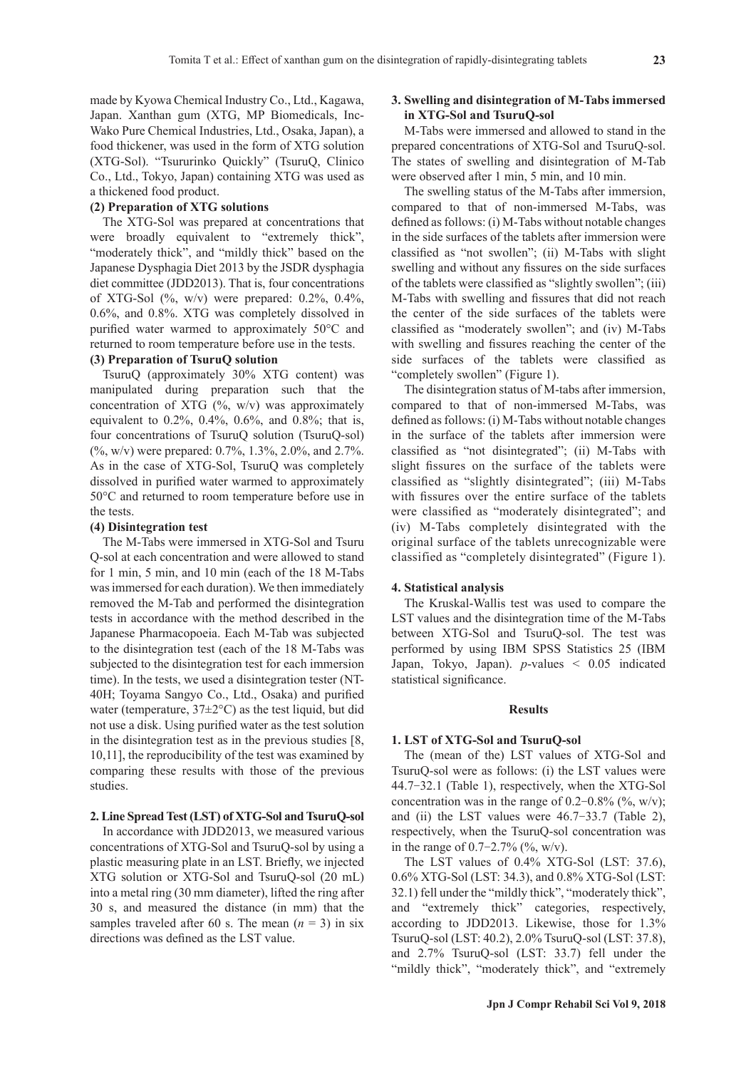made by Kyowa Chemical Industry Co., Ltd., Kagawa, Japan. Xanthan gum (XTG, MP Biomedicals, Inc-Wako Pure Chemical Industries, Ltd., Osaka, Japan), a food thickener, was used in the form of XTG solution (XTG-Sol). "Tsururinko Quickly" (TsuruQ, Clinico Co., Ltd., Tokyo, Japan) containing XTG was used as a thickened food product.

**(2) Preparation of XTG solutions**

The XTG-Sol was prepared at concentrations that were broadly equivalent to "extremely thick", "moderately thick", and "mildly thick" based on the Japanese Dysphagia Diet 2013 by the JSDR dysphagia diet committee (JDD2013). That is, four concentrations of XTG-Sol (%, w/v) were prepared: 0.2%, 0.4%, 0.6%, and 0.8%. XTG was completely dissolved in purified water warmed to approximately 50°C and returned to room temperature before use in the tests.

**(3) Preparation of TsuruQ solution**

TsuruQ (approximately 30% XTG content) was manipulated during preparation such that the concentration of XTG (%, w/v) was approximately equivalent to 0.2%, 0.4%, 0.6%, and 0.8%; that is, four concentrations of TsuruQ solution (TsuruQ-sol) (%, w/v) were prepared: 0.7%, 1.3%, 2.0%, and 2.7%. As in the case of XTG-Sol, TsuruQ was completely dissolved in purified water warmed to approximately 50°C and returned to room temperature before use in the tests.

**(4) Disintegration test**

The M-Tabs were immersed in XTG-Sol and TsuruQ-sol at each concentration and were allowed to stand for 1 min, 5 min, and 10 min (each of the 18 M-Tabs was immersed for each duration). We then immediately removed the M-Tab and performed the disintegration tests in accordance with the method described in the Japanese Pharmacopoeia. Each M-Tab was subjected to the disintegration test (each of the 18 M-Tabs was subjected to the disintegration test for each immersion time). In the tests, we used a disintegration tester (NT-40H; Toyama Sangyo Co., Ltd., Osaka) and purified water (temperature, 37±2°C) as the test liquid, but did not use a disk. Using purified water as the test solution in the disintegration test as in the previous studies [8, 10,11], the reproducibility of the test was examined by comparing these results with those of the previous studies.

### 2. Line Spread Test (LST) of XTG-Sol and TsuruQ-sol

In accordance with JDD2013, we measured various concentrations of XTG-Sol and TsuruQ-sol by using a plastic measuring plate in an LST. Briefly, we injected XTG solution or XTG-Sol and TsuruQ-sol (20 mL) into a metal ring (30 mm diameter), lifted the ring after 30 s, and measured the distance (in mm) that the samples traveled after 60 s. The mean ($n = 3$) in six directions was defined as the LST value.

### 3. Swelling and disintegration of M-Tabs immersed in XTG-Sol and TsuruQ-sol

M-Tabs were immersed and allowed to stand in the prepared concentrations of XTG-Sol and TsuruQ-sol. The states of swelling and disintegration of M-Tab were observed after 1 min, 5 min, and 10 min.

The swelling status of the M-Tabs after immersion, compared to that of non-immersed M-Tabs, was defined as follows: (i) M-Tabs without notable changes in the side surfaces of the tablets after immersion were classified as "not swollen"; (ii) M-Tabs with slight swelling and without any fissures on the side surfaces of the tablets were classified as "slightly swollen"; (iii) M-Tabs with swelling and fissures that did not reach the center of the side surfaces of the tablets were classified as "moderately swollen"; and (iv) M-Tabs with swelling and fissures reaching the center of the side surfaces of the tablets were classified as "completely swollen" (Figure 1).

The disintegration status of M-tabs after immersion, compared to that of non-immersed M-Tabs, was defined as follows: (i) M-Tabs without notable changes in the surface of the tablets after immersion were classified as "not disintegrated"; (ii) M-Tabs with slight fissures on the surface of the tablets were classified as "slightly disintegrated"; (iii) M-Tabs with fissures over the entire surface of the tablets were classified as "moderately disintegrated"; and (iv) M-Tabs completely disintegrated with the original surface of the tablets unrecognizable were classified as "completely disintegrated" (Figure 1).

### 4. Statistical analysis

The Kruskal-Wallis test was used to compare the LST values and the disintegration time of the M-Tabs between XTG-Sol and TsuruQ-sol. The test was performed by using IBM SPSS Statistics 25 (IBM Japan, Tokyo, Japan). $p$-values $< 0.05$ indicated statistical significance.

## Results

### 1. LST of XTG-Sol and TsuruQ-sol

The (mean of the) LST values of XTG-Sol and TsuruQ-sol were as follows: (i) the LST values were 44.7−32.1 (Table 1), respectively, when the XTG-Sol concentration was in the range of 0.2−0.8% (%, w/v); and (ii) the LST values were 46.7−33.7 (Table 2), respectively, when the TsuruQ-sol concentration was in the range of 0.7−2.7% (%, w/v).

The LST values of 0.4% XTG-Sol (LST: 37.6), 0.6% XTG-Sol (LST: 34.3), and 0.8% XTG-Sol (LST: 32.1) fell under the "mildly thick", "moderately thick", and "extremely thick" categories, respectively, according to JDD2013. Likewise, those for 1.3% TsuruQ-sol (LST: 40.2), 2.0% TsuruQ-sol (LST: 37.8), and 2.7% TsuruQ-sol (LST: 33.7) fell under the "mildly thick", "moderately thick", and "extremely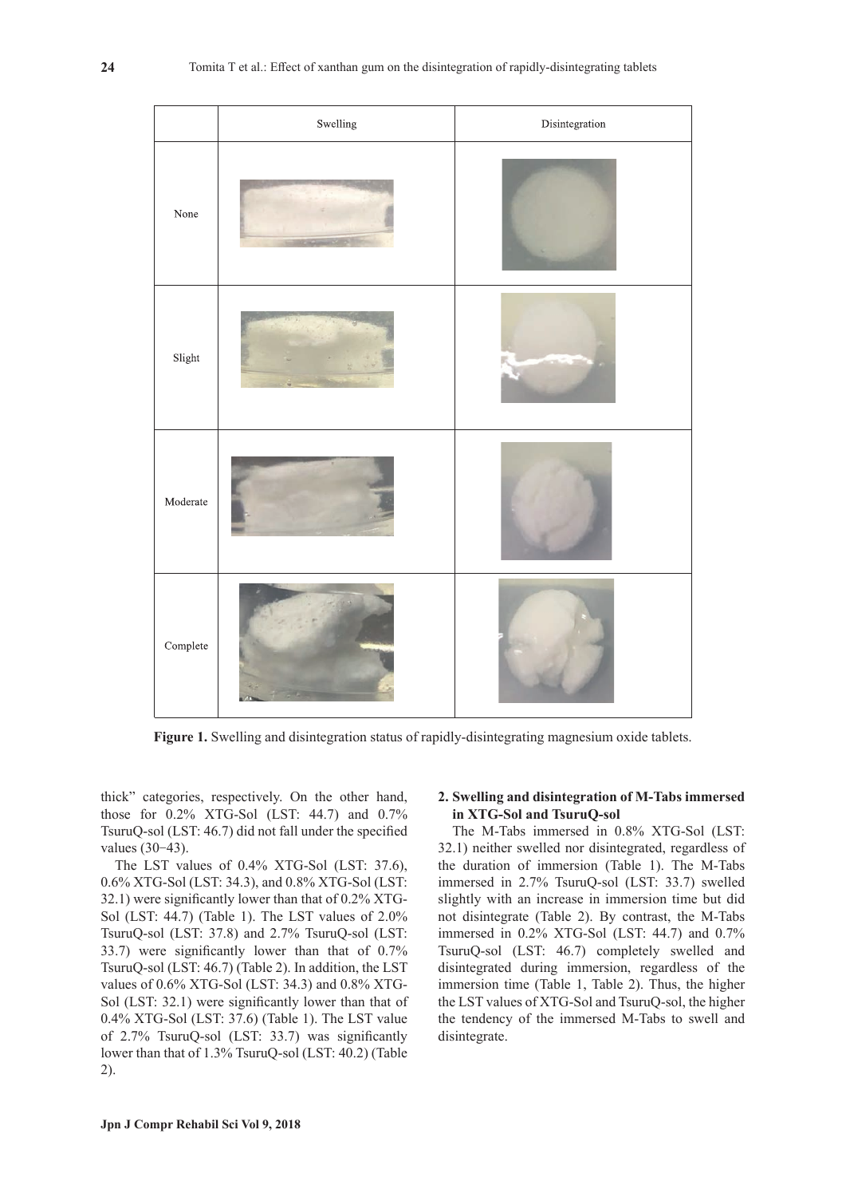| | Swelling | Disintegration |
|---|---|---|
| None | | |
| Slight | | |
| Moderate | | |
| Complete | | |

**Figure 1.** Swelling and disintegration status of rapidly-disintegrating magnesium oxide tablets.

thick" categories, respectively. On the other hand, those for 0.2% XTG-Sol (LST: 44.7) and 0.7% TsuruQ-sol (LST: 46.7) did not fall under the specified values (30−43).

The LST values of 0.4% XTG-Sol (LST: 37.6), 0.6% XTG-Sol (LST: 34.3), and 0.8% XTG-Sol (LST: 32.1) were significantly lower than that of 0.2% XTG-Sol (LST: 44.7) (Table 1). The LST values of 2.0% TsuruQ-sol (LST: 37.8) and 2.7% TsuruQ-sol (LST: 33.7) were significantly lower than that of 0.7% TsuruQ-sol (LST: 46.7) (Table 2). In addition, the LST values of 0.6% XTG-Sol (LST: 34.3) and 0.8% XTG-Sol (LST: 32.1) were significantly lower than that of 0.4% XTG-Sol (LST: 37.6) (Table 1). The LST value of 2.7% TsuruQ-sol (LST: 33.7) was significantly lower than that of 1.3% TsuruQ-sol (LST: 40.2) (Table 2).

## 2. Swelling and disintegration of M-Tabs immersed in XTG-Sol and TsuruQ-sol

The M-Tabs immersed in 0.8% XTG-Sol (LST: 32.1) neither swelled nor disintegrated, regardless of the duration of immersion (Table 1). The M-Tabs immersed in 2.7% TsuruQ-sol (LST: 33.7) swelled slightly with an increase in immersion time but did not disintegrate (Table 2). By contrast, the M-Tabs immersed in 0.2% XTG-Sol (LST: 44.7) and 0.7% TsuruQ-sol (LST: 46.7) completely swelled and disintegrated during immersion, regardless of the immersion time (Table 1, Table 2). Thus, the higher the LST values of XTG-Sol and TsuruQ-sol, the higher the tendency of the immersed M-Tabs to swell and disintegrate.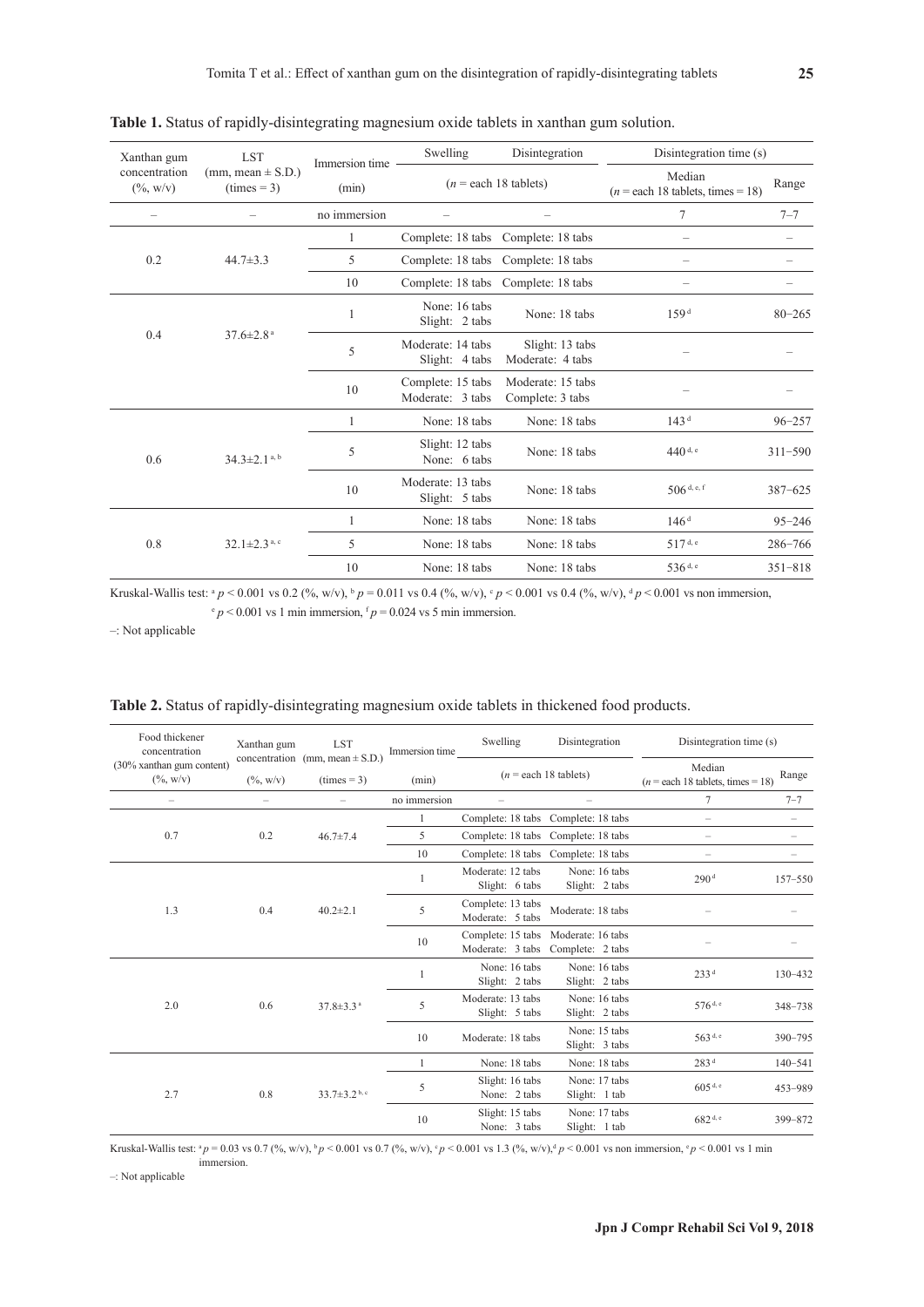**Table 1.** Status of rapidly-disintegrating magnesium oxide tablets in xanthan gum solution.

| Xanthan gum concentration (%, w/v) | LST (mm, mean ± S.D.) (times = 3) | Immersion time (min) | Swelling | Disintegration | Disintegration time (s) | |
|---|---|---|---|---|---|---|
| | | | (n = each 18 tablets) | | Median (n = each 18 tablets, times = 18) | Range |
| – | – | no immersion | – | – | 7 | 7–7 |
| 0.2 | 44.7±3.3 | 1 | Complete: 18 tabs | Complete: 18 tabs | – | – |
| | | 5 | Complete: 18 tabs | Complete: 18 tabs | – | – |
| | | 10 | Complete: 18 tabs | Complete: 18 tabs | – | – |
| 0.4 | 37.6±2.8 [a] | 1 | None: 16 tabs<br>Slight: 2 tabs | None: 18 tabs | 159 [d] | 80–265 |
| | | 5 | Moderate: 14 tabs<br>Slight: 4 tabs | Slight: 13 tabs<br>Moderate: 4 tabs | – | – |
| | | 10 | Complete: 15 tabs<br>Moderate: 3 tabs | Moderate: 15 tabs<br>Complete: 3 tabs | – | – |
| 0.6 | 34.3±2.1 [a, b] | 1 | None: 18 tabs | None: 18 tabs | 143 [d] | 96–257 |
| | | 5 | Slight: 12 tabs<br>None: 6 tabs | None: 18 tabs | 440 [d, e] | 311–590 |
| | | 10 | Moderate: 13 tabs<br>Slight: 5 tabs | None: 18 tabs | 506 [d, e, f] | 387–625 |
| 0.8 | 32.1±2.3 [a, c] | 1 | None: 18 tabs | None: 18 tabs | 146 [d] | 95–246 |
| | | 5 | None: 18 tabs | None: 18 tabs | 517 [d, e] | 286–766 |
| | | 10 | None: 18 tabs | None: 18 tabs | 536 [d, e] | 351–818 |

Kruskal-Wallis test: [a] $p < 0.001$ vs 0.2 (%, w/v), [b] $p = 0.011$ vs 0.4 (%, w/v), [c] $p < 0.001$ vs 0.4 (%, w/v), [d] $p < 0.001$ vs non immersion, [e] $p < 0.001$ vs 1 min immersion, [f] $p = 0.024$ vs 5 min immersion.

–: Not applicable

**Table 2.** Status of rapidly-disintegrating magnesium oxide tablets in thickened food products.

| Food thickener concentration (30% xanthan gum content) (%, w/v) | Xanthan gum concentration (%, w/v) | LST (mm, mean ± S.D.) (times = 3) | Immersion time (min) | Swelling | Disintegration | Disintegration time (s) | |
|---|---|---|---|---|---|---|---|
| | | | | (n = each 18 tablets) | | Median (n = each 18 tablets, times = 18) | Range |
| – | – | – | no immersion | – | – | 7 | 7–7 |
| 0.7 | 0.2 | 46.7±7.4 | 1 | Complete: 18 tabs | Complete: 18 tabs | – | – |
| | | | 5 | Complete: 18 tabs | Complete: 18 tabs | – | – |
| | | | 10 | Complete: 18 tabs | Complete: 18 tabs | – | – |
| 1.3 | 0.4 | 40.2±2.1 | 1 | Moderate: 12 tabs<br>Slight: 6 tabs | None: 16 tabs<br>Slight: 2 tabs | 290 [d] | 157–550 |
| | | | 5 | Complete: 13 tabs<br>Moderate: 5 tabs | Moderate: 18 tabs | – | – |
| | | | 10 | Complete: 15 tabs<br>Moderate: 3 tabs | Moderate: 16 tabs<br>Complete: 2 tabs | – | – |
| 2.0 | 0.6 | 37.8±3.3 [a] | 1 | None: 16 tabs<br>Slight: 2 tabs | None: 16 tabs<br>Slight: 2 tabs | 233 [d] | 130–432 |
| | | | 5 | Moderate: 13 tabs<br>Slight: 5 tabs | None: 16 tabs<br>Slight: 2 tabs | 576 [d, e] | 348–738 |
| | | | 10 | Moderate: 18 tabs | None: 15 tabs<br>Slight: 3 tabs | 563 [d, e] | 390–795 |
| 2.7 | 0.8 | 33.7±3.2 [b, c] | 1 | None: 18 tabs | None: 18 tabs | 283 [d] | 140–541 |
| | | | 5 | Slight: 16 tabs<br>None: 2 tabs | None: 17 tabs<br>Slight: 1 tab | 605 [d, e] | 453–989 |
| | | | 10 | Slight: 15 tabs<br>None: 3 tabs | None: 17 tabs<br>Slight: 1 tab | 682 [d, e] | 399–872 |

Kruskal-Wallis test: [a] $p = 0.03$ vs 0.7 (%, w/v), [b] $p < 0.001$ vs 0.7 (%, w/v), [c] $p < 0.001$ vs 1.3 (%, w/v), [d] $p < 0.001$ vs non immersion, [e] $p < 0.001$ vs 1 min immersion.

–: Not applicable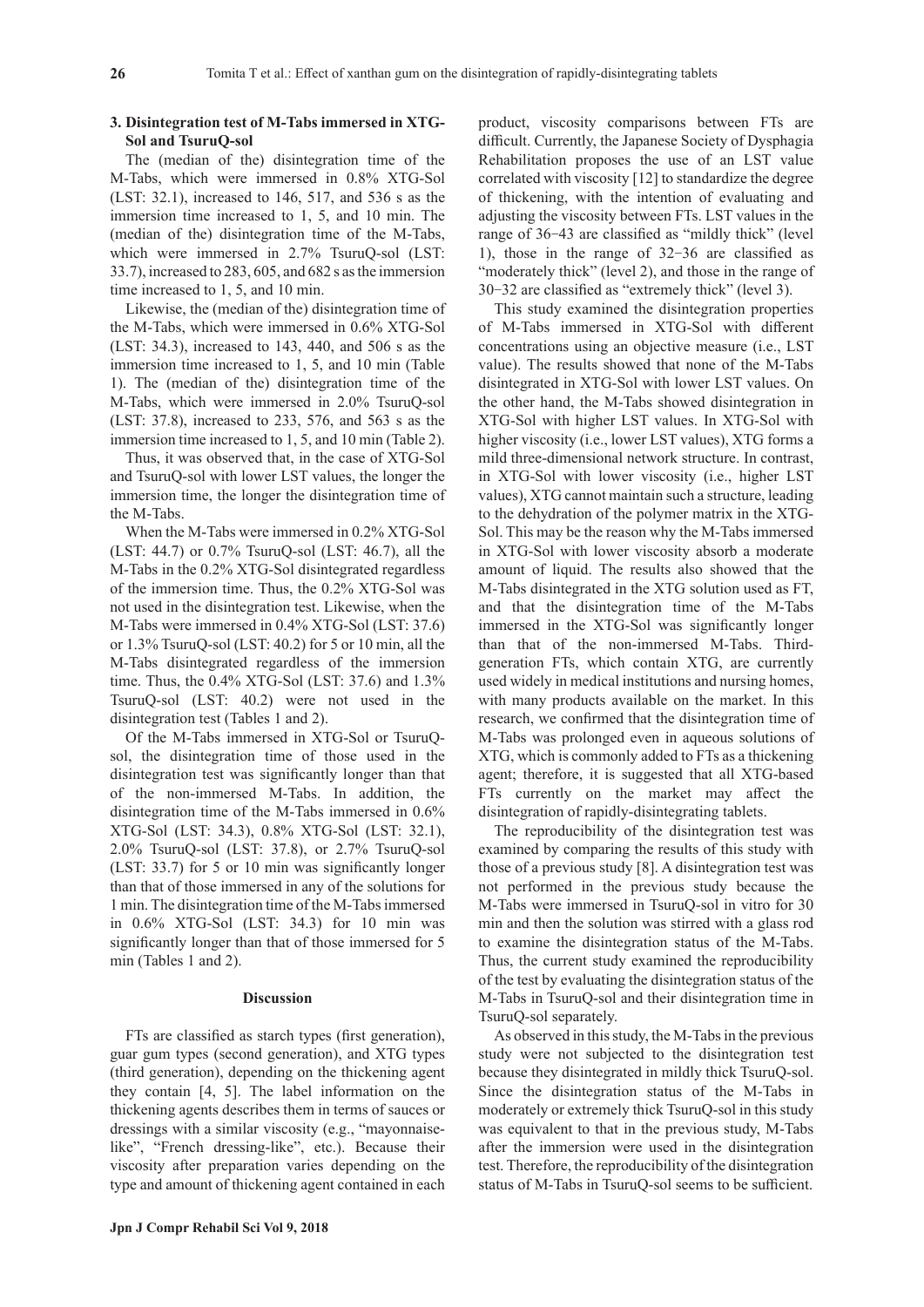### 3. Disintegration test of M-Tabs immersed in XTG-Sol and TsuruQ-sol

The (median of the) disintegration time of the M-Tabs, which were immersed in 0.8% XTG-Sol (LST: 32.1), increased to 146, 517, and 536 s as the immersion time increased to 1, 5, and 10 min. The (median of the) disintegration time of the M-Tabs, which were immersed in 2.7% TsuruQ-sol (LST: 33.7), increased to 283, 605, and 682 s as the immersion time increased to 1, 5, and 10 min.

Likewise, the (median of the) disintegration time of the M-Tabs, which were immersed in 0.6% XTG-Sol (LST: 34.3), increased to 143, 440, and 506 s as the immersion time increased to 1, 5, and 10 min (Table 1). The (median of the) disintegration time of the M-Tabs, which were immersed in 2.0% TsuruQ-sol (LST: 37.8), increased to 233, 576, and 563 s as the immersion time increased to 1, 5, and 10 min (Table 2).

Thus, it was observed that, in the case of XTG-Sol and TsuruQ-sol with lower LST values, the longer the immersion time, the longer the disintegration time of the M-Tabs.

When the M-Tabs were immersed in 0.2% XTG-Sol (LST: 44.7) or 0.7% TsuruQ-sol (LST: 46.7), all the M-Tabs in the 0.2% XTG-Sol disintegrated regardless of the immersion time. Thus, the 0.2% XTG-Sol was not used in the disintegration test. Likewise, when the M-Tabs were immersed in 0.4% XTG-Sol (LST: 37.6) or 1.3% TsuruQ-sol (LST: 40.2) for 5 or 10 min, all the M-Tabs disintegrated regardless of the immersion time. Thus, the 0.4% XTG-Sol (LST: 37.6) and 1.3% TsuruQ-sol (LST: 40.2) were not used in the disintegration test (Tables 1 and 2).

Of the M-Tabs immersed in XTG-Sol or TsuruQ-sol, the disintegration time of those used in the disintegration test was significantly longer than that of the non-immersed M-Tabs. In addition, the disintegration time of the M-Tabs immersed in 0.6% XTG-Sol (LST: 34.3), 0.8% XTG-Sol (LST: 32.1), 2.0% TsuruQ-sol (LST: 37.8), or 2.7% TsuruQ-sol (LST: 33.7) for 5 or 10 min was significantly longer than that of those immersed in any of the solutions for 1 min. The disintegration time of the M-Tabs immersed in 0.6% XTG-Sol (LST: 34.3) for 10 min was significantly longer than that of those immersed for 5 min (Tables 1 and 2).

## Discussion

FTs are classified as starch types (first generation), guar gum types (second generation), and XTG types (third generation), depending on the thickening agent they contain [4, 5]. The label information on the thickening agents describes them in terms of sauces or dressings with a similar viscosity (e.g., "mayonnaise-like", "French dressing-like", etc.). Because their viscosity after preparation varies depending on the type and amount of thickening agent contained in each product, viscosity comparisons between FTs are difficult. Currently, the Japanese Society of Dysphagia Rehabilitation proposes the use of an LST value correlated with viscosity [12] to standardize the degree of thickening, with the intention of evaluating and adjusting the viscosity between FTs. LST values in the range of 36−43 are classified as "mildly thick" (level 1), those in the range of 32−36 are classified as "moderately thick" (level 2), and those in the range of 30−32 are classified as "extremely thick" (level 3).

This study examined the disintegration properties of M-Tabs immersed in XTG-Sol with different concentrations using an objective measure (i.e., LST value). The results showed that none of the M-Tabs disintegrated in XTG-Sol with lower LST values. On the other hand, the M-Tabs showed disintegration in XTG-Sol with higher LST values. In XTG-Sol with higher viscosity (i.e., lower LST values), XTG forms a mild three-dimensional network structure. In contrast, in XTG-Sol with lower viscosity (i.e., higher LST values), XTG cannot maintain such a structure, leading to the dehydration of the polymer matrix in the XTG-Sol. This may be the reason why the M-Tabs immersed in XTG-Sol with lower viscosity absorb a moderate amount of liquid. The results also showed that the M-Tabs disintegrated in the XTG solution used as FT, and that the disintegration time of the M-Tabs immersed in the XTG-Sol was significantly longer than that of the non-immersed M-Tabs. Third-generation FTs, which contain XTG, are currently used widely in medical institutions and nursing homes, with many products available on the market. In this research, we confirmed that the disintegration time of M-Tabs was prolonged even in aqueous solutions of XTG, which is commonly added to FTs as a thickening agent; therefore, it is suggested that all XTG-based FTs currently on the market may affect the disintegration of rapidly-disintegrating tablets.

The reproducibility of the disintegration test was examined by comparing the results of this study with those of a previous study [8]. A disintegration test was not performed in the previous study because the M-Tabs were immersed in TsuruQ-sol in vitro for 30 min and then the solution was stirred with a glass rod to examine the disintegration status of the M-Tabs. Thus, the current study examined the reproducibility of the test by evaluating the disintegration status of the M-Tabs in TsuruQ-sol and their disintegration time in TsuruQ-sol separately.

As observed in this study, the M-Tabs in the previous study were not subjected to the disintegration test because they disintegrated in mildly thick TsuruQ-sol. Since the disintegration status of the M-Tabs in moderately or extremely thick TsuruQ-sol in this study was equivalent to that in the previous study, M-Tabs after the immersion were used in the disintegration test. Therefore, the reproducibility of the disintegration status of M-Tabs in TsuruQ-sol seems to be sufficient.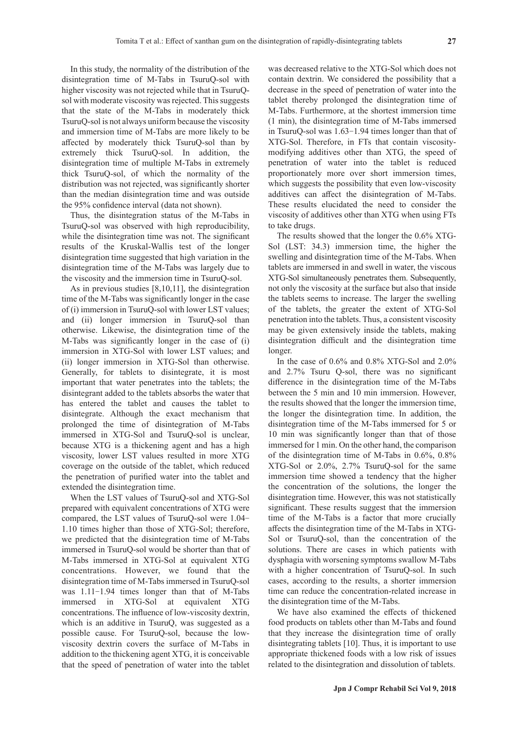In this study, the normality of the distribution of the disintegration time of M-Tabs in TsuruQ-sol with higher viscosity was not rejected while that in TsuruQ-sol with moderate viscosity was rejected. This suggests that the state of the M-Tabs in moderately thick TsuruQ-sol is not always uniform because the viscosity and immersion time of M-Tabs are more likely to be affected by moderately thick TsuruQ-sol than by extremely thick TsuruQ-sol. In addition, the disintegration time of multiple M-Tabs in extremely thick TsuruQ-sol, of which the normality of the distribution was not rejected, was significantly shorter than the median disintegration time and was outside the 95% confidence interval (data not shown).

Thus, the disintegration status of the M-Tabs in TsuruQ-sol was observed with high reproducibility, while the disintegration time was not. The significant results of the Kruskal-Wallis test of the longer disintegration time suggested that high variation in the disintegration time of the M-Tabs was largely due to the viscosity and the immersion time in TsuruQ-sol.

As in previous studies [8,10,11], the disintegration time of the M-Tabs was significantly longer in the case of (i) immersion in TsuruQ-sol with lower LST values; and (ii) longer immersion in TsuruQ-sol than otherwise. Likewise, the disintegration time of the M-Tabs was significantly longer in the case of (i) immersion in XTG-Sol with lower LST values; and (ii) longer immersion in XTG-Sol than otherwise. Generally, for tablets to disintegrate, it is most important that water penetrates into the tablets; the disintegrant added to the tablets absorbs the water that has entered the tablet and causes the tablet to disintegrate. Although the exact mechanism that prolonged the time of disintegration of M-Tabs immersed in XTG-Sol and TsuruQ-sol is unclear, because XTG is a thickening agent and has a high viscosity, lower LST values resulted in more XTG coverage on the outside of the tablet, which reduced the penetration of purified water into the tablet and extended the disintegration time.

When the LST values of TsuruQ-sol and XTG-Sol prepared with equivalent concentrations of XTG were compared, the LST values of TsuruQ-sol were 1.04−1.10 times higher than those of XTG-Sol; therefore, we predicted that the disintegration time of M-Tabs immersed in TsuruQ-sol would be shorter than that of M-Tabs immersed in XTG-Sol at equivalent XTG concentrations. However, we found that the disintegration time of M-Tabs immersed in TsuruQ-sol was 1.11−1.94 times longer than that of M-Tabs immersed in XTG-Sol at equivalent XTG concentrations. The influence of low-viscosity dextrin, which is an additive in TsuruQ, was suggested as a possible cause. For TsuruQ-sol, because the low-viscosity dextrin covers the surface of M-Tabs in addition to the thickening agent XTG, it is conceivable that the speed of penetration of water into the tablet was decreased relative to the XTG-Sol which does not contain dextrin. We considered the possibility that a decrease in the speed of penetration of water into the tablet thereby prolonged the disintegration time of M-Tabs. Furthermore, at the shortest immersion time (1 min), the disintegration time of M-Tabs immersed in TsuruQ-sol was 1.63−1.94 times longer than that of XTG-Sol. Therefore, in FTs that contain viscosity-modifying additives other than XTG, the speed of penetration of water into the tablet is reduced proportionately more over short immersion times, which suggests the possibility that even low-viscosity additives can affect the disintegration of M-Tabs. These results elucidated the need to consider the viscosity of additives other than XTG when using FTs to take drugs.

The results showed that the longer the 0.6% XTG-Sol (LST: 34.3) immersion time, the higher the swelling and disintegration time of the M-Tabs. When tablets are immersed in and swell in water, the viscous XTG-Sol simultaneously penetrates them. Subsequently, not only the viscosity at the surface but also that inside the tablets seems to increase. The larger the swelling of the tablets, the greater the extent of XTG-Sol penetration into the tablets. Thus, a consistent viscosity may be given extensively inside the tablets, making disintegration difficult and the disintegration time longer.

In the case of 0.6% and 0.8% XTG-Sol and 2.0% and 2.7% Tsuru Q-sol, there was no significant difference in the disintegration time of the M-Tabs between the 5 min and 10 min immersion. However, the results showed that the longer the immersion time, the longer the disintegration time. In addition, the disintegration time of the M-Tabs immersed for 5 or 10 min was significantly longer than that of those immersed for 1 min. On the other hand, the comparison of the disintegration time of M-Tabs in 0.6%, 0.8% XTG-Sol or 2.0%, 2.7% TsuruQ-sol for the same immersion time showed a tendency that the higher the concentration of the solutions, the longer the disintegration time. However, this was not statistically significant. These results suggest that the immersion time of the M-Tabs is a factor that more crucially affects the disintegration time of the M-Tabs in XTG-Sol or TsuruQ-sol, than the concentration of the solutions. There are cases in which patients with dysphagia with worsening symptoms swallow M-Tabs with a higher concentration of TsuruQ-sol. In such cases, according to the results, a shorter immersion time can reduce the concentration-related increase in the disintegration time of the M-Tabs.

We have also examined the effects of thickened food products on tablets other than M-Tabs and found that they increase the disintegration time of orally disintegrating tablets [10]. Thus, it is important to use appropriate thickened foods with a low risk of issues related to the disintegration and dissolution of tablets.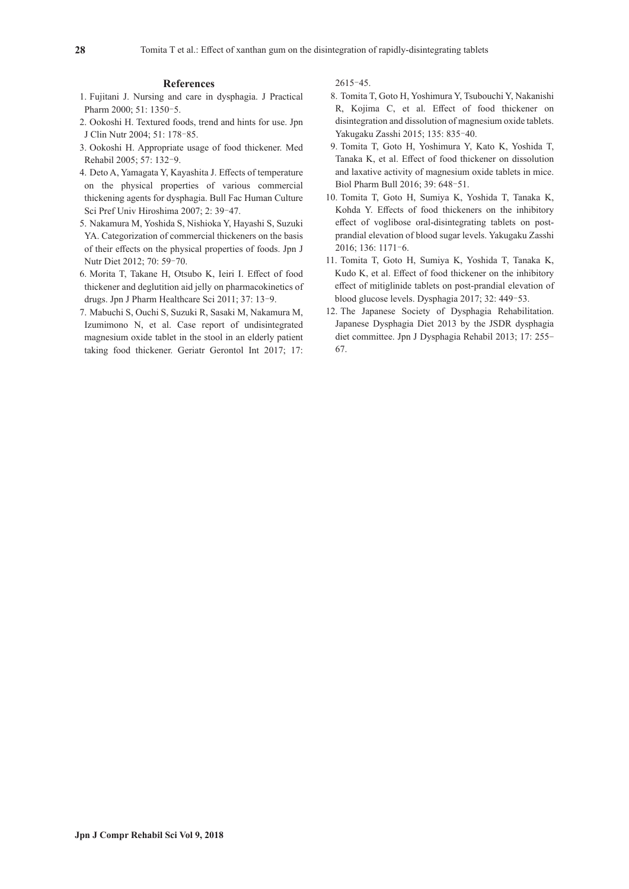## References

1. Fujitani J. Nursing and care in dysphagia. J Practical Pharm 2000; 51: 1350‑5.
2. Ookoshi H. Textured foods, trend and hints for use. Jpn J Clin Nutr 2004; 51: 178‑85.
3. Ookoshi H. Appropriate usage of food thickener. Med Rehabil 2005; 57: 132‑9.
4. Deto A, Yamagata Y, Kayashita J. Effects of temperature on the physical properties of various commercial thickening agents for dysphagia. Bull Fac Human Culture Sci Pref Univ Hiroshima 2007; 2: 39‑47.
5. Nakamura M, Yoshida S, Nishioka Y, Hayashi S, Suzuki YA. Categorization of commercial thickeners on the basis of their effects on the physical properties of foods. Jpn J Nutr Diet 2012; 70: 59‑70.
6. Morita T, Takane H, Otsubo K, Ieiri I. Effect of food thickener and deglutition aid jelly on pharmacokinetics of drugs. Jpn J Pharm Healthcare Sci 2011; 37: 13‑9.
7. Mabuchi S, Ouchi S, Suzuki R, Sasaki M, Nakamura M, Izumimono N, et al. Case report of undisintegrated magnesium oxide tablet in the stool in an elderly patient taking food thickener. Geriatr Gerontol Int 2017; 17: 2615‑45.
8. Tomita T, Goto H, Yoshimura Y, Tsubouchi Y, Nakanishi R, Kojima C, et al. Effect of food thickener on disintegration and dissolution of magnesium oxide tablets. Yakugaku Zasshi 2015; 135: 835‑40.
9. Tomita T, Goto H, Yoshimura Y, Kato K, Yoshida T, Tanaka K, et al. Effect of food thickener on dissolution and laxative activity of magnesium oxide tablets in mice. Biol Pharm Bull 2016; 39: 648‑51.
10. Tomita T, Goto H, Sumiya K, Yoshida T, Tanaka K, Kohda Y. Effects of food thickeners on the inhibitory effect of voglibose oral-disintegrating tablets on post-prandial elevation of blood sugar levels. Yakugaku Zasshi 2016; 136: 1171‑6.
11. Tomita T, Goto H, Sumiya K, Yoshida T, Tanaka K, Kudo K, et al. Effect of food thickener on the inhibitory effect of mitiglinide tablets on post-prandial elevation of blood glucose levels. Dysphagia 2017; 32: 449‑53.
12. The Japanese Society of Dysphagia Rehabilitation. Japanese Dysphagia Diet 2013 by the JSDR dysphagia diet committee. Jpn J Dysphagia Rehabil 2013; 17: 255‑67.